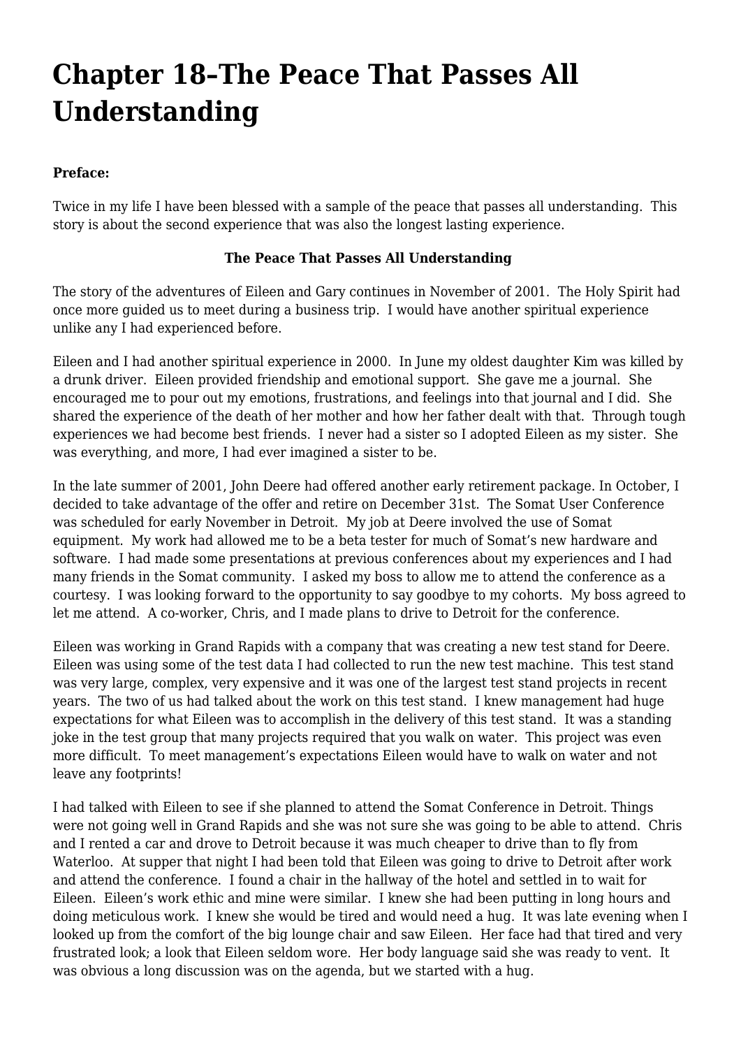# Chapter 18–The Peace That Passes All Understanding

**Preface:**

Twice in my life I have been blessed with a sample of the peace that passes all understanding.  This story is about the second experience that was also the longest lasting experience.

**The Peace That Passes All Understanding**

The story of the adventures of Eileen and Gary continues in November of 2001.  The Holy Spirit had once more guided us to meet during a business trip.  I would have another spiritual experience unlike any I had experienced before.

Eileen and I had another spiritual experience in 2000.  In June my oldest daughter Kim was killed by a drunk driver.  Eileen provided friendship and emotional support.  She gave me a journal.  She encouraged me to pour out my emotions, frustrations, and feelings into that journal and I did.  She shared the experience of the death of her mother and how her father dealt with that.  Through tough experiences we had become best friends.  I never had a sister so I adopted Eileen as my sister.  She was everything, and more, I had ever imagined a sister to be.

In the late summer of 2001, John Deere had offered another early retirement package. In October, I decided to take advantage of the offer and retire on December 31st.  The Somat User Conference was scheduled for early November in Detroit.  My job at Deere involved the use of Somat equipment.  My work had allowed me to be a beta tester for much of Somat's new hardware and software.  I had made some presentations at previous conferences about my experiences and I had many friends in the Somat community.  I asked my boss to allow me to attend the conference as a courtesy.  I was looking forward to the opportunity to say goodbye to my cohorts.  My boss agreed to let me attend.  A co-worker, Chris, and I made plans to drive to Detroit for the conference.

Eileen was working in Grand Rapids with a company that was creating a new test stand for Deere.  Eileen was using some of the test data I had collected to run the new test machine.  This test stand was very large, complex, very expensive and it was one of the largest test stand projects in recent years.  The two of us had talked about the work on this test stand.  I knew management had huge expectations for what Eileen was to accomplish in the delivery of this test stand.  It was a standing joke in the test group that many projects required that you walk on water.  This project was even more difficult.  To meet management's expectations Eileen would have to walk on water and not leave any footprints!

I had talked with Eileen to see if she planned to attend the Somat Conference in Detroit. Things were not going well in Grand Rapids and she was not sure she was going to be able to attend.  Chris and I rented a car and drove to Detroit because it was much cheaper to drive than to fly from Waterloo.  At supper that night I had been told that Eileen was going to drive to Detroit after work and attend the conference.  I found a chair in the hallway of the hotel and settled in to wait for Eileen.  Eileen's work ethic and mine were similar.  I knew she had been putting in long hours and doing meticulous work.  I knew she would be tired and would need a hug.  It was late evening when I looked up from the comfort of the big lounge chair and saw Eileen.  Her face had that tired and very frustrated look; a look that Eileen seldom wore.  Her body language said she was ready to vent.  It was obvious a long discussion was on the agenda, but we started with a hug.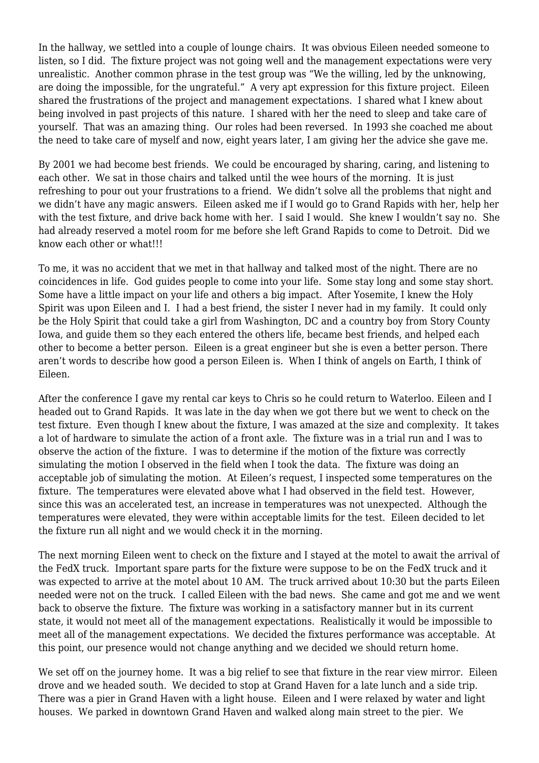In the hallway, we settled into a couple of lounge chairs. It was obvious Eileen needed someone to listen, so I did. The fixture project was not going well and the management expectations were very unrealistic. Another common phrase in the test group was "We the willing, led by the unknowing, are doing the impossible, for the ungrateful." A very apt expression for this fixture project. Eileen shared the frustrations of the project and management expectations. I shared what I knew about being involved in past projects of this nature. I shared with her the need to sleep and take care of yourself. That was an amazing thing. Our roles had been reversed. In 1993 she coached me about the need to take care of myself and now, eight years later, I am giving her the advice she gave me.

By 2001 we had become best friends. We could be encouraged by sharing, caring, and listening to each other. We sat in those chairs and talked until the wee hours of the morning. It is just refreshing to pour out your frustrations to a friend. We didn't solve all the problems that night and we didn't have any magic answers. Eileen asked me if I would go to Grand Rapids with her, help her with the test fixture, and drive back home with her. I said I would. She knew I wouldn't say no. She had already reserved a motel room for me before she left Grand Rapids to come to Detroit. Did we know each other or what!!!

To me, it was no accident that we met in that hallway and talked most of the night. There are no coincidences in life. God guides people to come into your life. Some stay long and some stay short. Some have a little impact on your life and others a big impact. After Yosemite, I knew the Holy Spirit was upon Eileen and I. I had a best friend, the sister I never had in my family. It could only be the Holy Spirit that could take a girl from Washington, DC and a country boy from Story County Iowa, and guide them so they each entered the others life, became best friends, and helped each other to become a better person. Eileen is a great engineer but she is even a better person. There aren't words to describe how good a person Eileen is. When I think of angels on Earth, I think of Eileen.

After the conference I gave my rental car keys to Chris so he could return to Waterloo. Eileen and I headed out to Grand Rapids. It was late in the day when we got there but we went to check on the test fixture. Even though I knew about the fixture, I was amazed at the size and complexity. It takes a lot of hardware to simulate the action of a front axle. The fixture was in a trial run and I was to observe the action of the fixture. I was to determine if the motion of the fixture was correctly simulating the motion I observed in the field when I took the data. The fixture was doing an acceptable job of simulating the motion. At Eileen's request, I inspected some temperatures on the fixture. The temperatures were elevated above what I had observed in the field test. However, since this was an accelerated test, an increase in temperatures was not unexpected. Although the temperatures were elevated, they were within acceptable limits for the test. Eileen decided to let the fixture run all night and we would check it in the morning.

The next morning Eileen went to check on the fixture and I stayed at the motel to await the arrival of the FedX truck. Important spare parts for the fixture were suppose to be on the FedX truck and it was expected to arrive at the motel about 10 AM. The truck arrived about 10:30 but the parts Eileen needed were not on the truck. I called Eileen with the bad news. She came and got me and we went back to observe the fixture. The fixture was working in a satisfactory manner but in its current state, it would not meet all of the management expectations. Realistically it would be impossible to meet all of the management expectations. We decided the fixtures performance was acceptable. At this point, our presence would not change anything and we decided we should return home.

We set off on the journey home. It was a big relief to see that fixture in the rear view mirror. Eileen drove and we headed south. We decided to stop at Grand Haven for a late lunch and a side trip. There was a pier in Grand Haven with a light house. Eileen and I were relaxed by water and light houses. We parked in downtown Grand Haven and walked along main street to the pier. We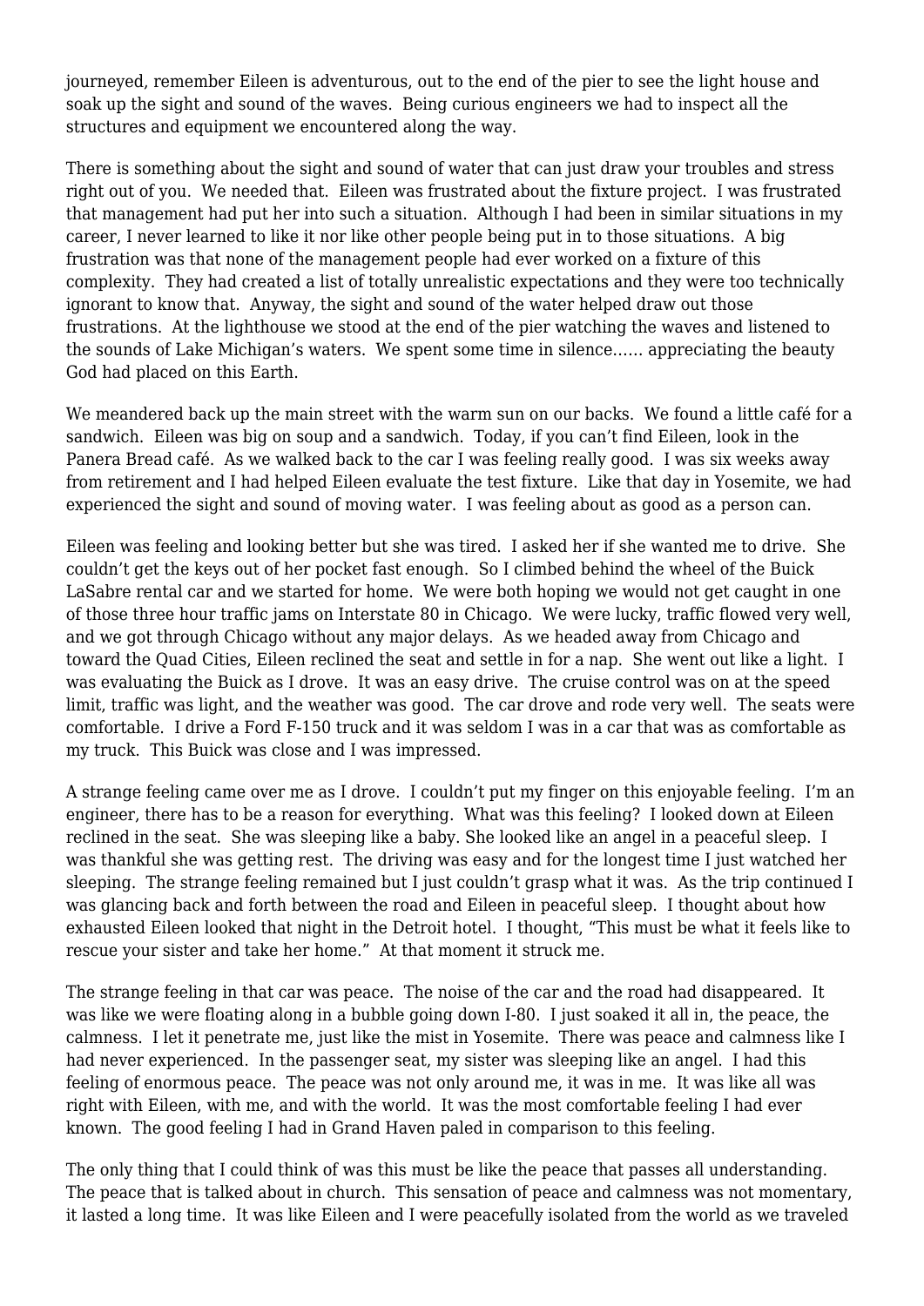journeyed, remember Eileen is adventurous, out to the end of the pier to see the light house and soak up the sight and sound of the waves. Being curious engineers we had to inspect all the structures and equipment we encountered along the way.

There is something about the sight and sound of water that can just draw your troubles and stress right out of you. We needed that. Eileen was frustrated about the fixture project. I was frustrated that management had put her into such a situation. Although I had been in similar situations in my career, I never learned to like it nor like other people being put in to those situations. A big frustration was that none of the management people had ever worked on a fixture of this complexity. They had created a list of totally unrealistic expectations and they were too technically ignorant to know that. Anyway, the sight and sound of the water helped draw out those frustrations. At the lighthouse we stood at the end of the pier watching the waves and listened to the sounds of Lake Michigan's waters. We spent some time in silence…… appreciating the beauty God had placed on this Earth.

We meandered back up the main street with the warm sun on our backs. We found a little café for a sandwich. Eileen was big on soup and a sandwich. Today, if you can't find Eileen, look in the Panera Bread café. As we walked back to the car I was feeling really good. I was six weeks away from retirement and I had helped Eileen evaluate the test fixture. Like that day in Yosemite, we had experienced the sight and sound of moving water. I was feeling about as good as a person can.

Eileen was feeling and looking better but she was tired. I asked her if she wanted me to drive. She couldn't get the keys out of her pocket fast enough. So I climbed behind the wheel of the Buick LaSabre rental car and we started for home. We were both hoping we would not get caught in one of those three hour traffic jams on Interstate 80 in Chicago. We were lucky, traffic flowed very well, and we got through Chicago without any major delays. As we headed away from Chicago and toward the Quad Cities, Eileen reclined the seat and settle in for a nap. She went out like a light. I was evaluating the Buick as I drove. It was an easy drive. The cruise control was on at the speed limit, traffic was light, and the weather was good. The car drove and rode very well. The seats were comfortable. I drive a Ford F-150 truck and it was seldom I was in a car that was as comfortable as my truck. This Buick was close and I was impressed.

A strange feeling came over me as I drove. I couldn't put my finger on this enjoyable feeling. I'm an engineer, there has to be a reason for everything. What was this feeling? I looked down at Eileen reclined in the seat. She was sleeping like a baby. She looked like an angel in a peaceful sleep. I was thankful she was getting rest. The driving was easy and for the longest time I just watched her sleeping. The strange feeling remained but I just couldn't grasp what it was. As the trip continued I was glancing back and forth between the road and Eileen in peaceful sleep. I thought about how exhausted Eileen looked that night in the Detroit hotel. I thought, "This must be what it feels like to rescue your sister and take her home." At that moment it struck me.

The strange feeling in that car was peace. The noise of the car and the road had disappeared. It was like we were floating along in a bubble going down I-80. I just soaked it all in, the peace, the calmness. I let it penetrate me, just like the mist in Yosemite. There was peace and calmness like I had never experienced. In the passenger seat, my sister was sleeping like an angel. I had this feeling of enormous peace. The peace was not only around me, it was in me. It was like all was right with Eileen, with me, and with the world. It was the most comfortable feeling I had ever known. The good feeling I had in Grand Haven paled in comparison to this feeling.

The only thing that I could think of was this must be like the peace that passes all understanding. The peace that is talked about in church. This sensation of peace and calmness was not momentary, it lasted a long time. It was like Eileen and I were peacefully isolated from the world as we traveled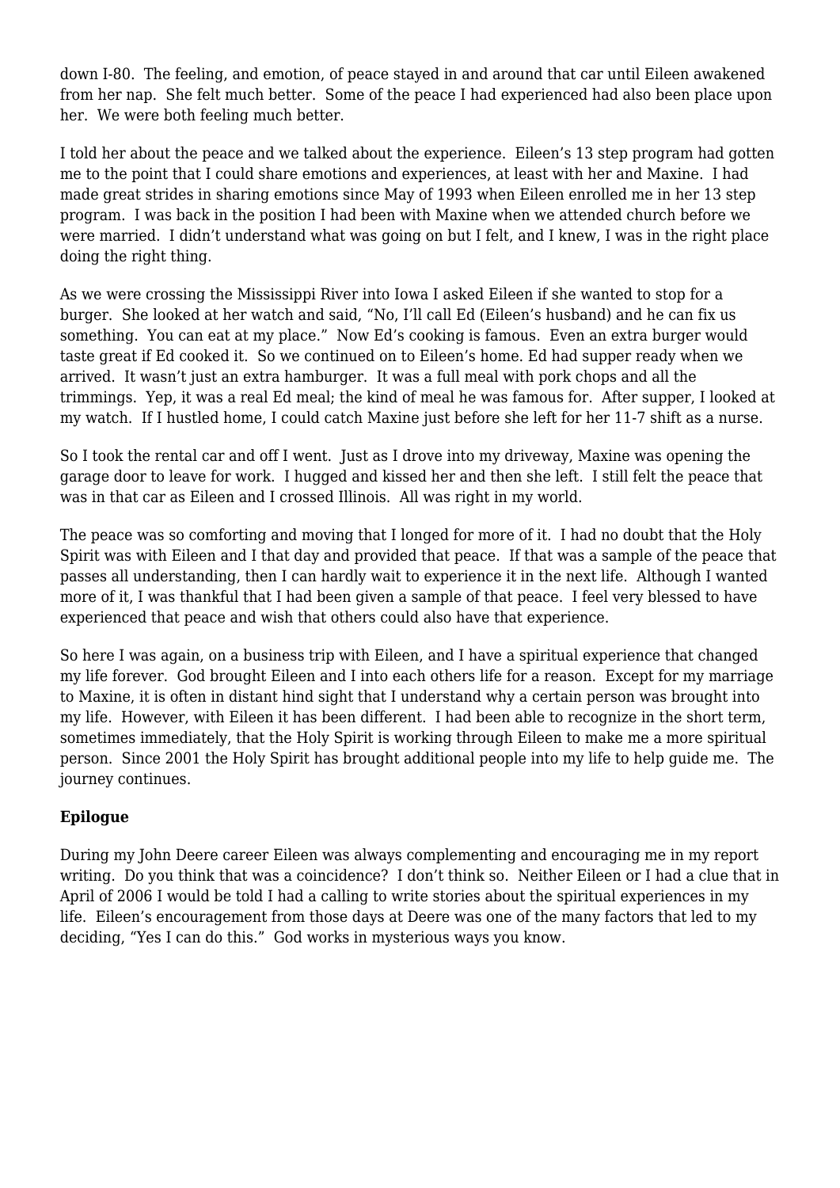down I-80. The feeling, and emotion, of peace stayed in and around that car until Eileen awakened from her nap. She felt much better. Some of the peace I had experienced had also been place upon her. We were both feeling much better.

I told her about the peace and we talked about the experience. Eileen's 13 step program had gotten me to the point that I could share emotions and experiences, at least with her and Maxine. I had made great strides in sharing emotions since May of 1993 when Eileen enrolled me in her 13 step program. I was back in the position I had been with Maxine when we attended church before we were married. I didn't understand what was going on but I felt, and I knew, I was in the right place doing the right thing.

As we were crossing the Mississippi River into Iowa I asked Eileen if she wanted to stop for a burger. She looked at her watch and said, "No, I'll call Ed (Eileen's husband) and he can fix us something. You can eat at my place." Now Ed's cooking is famous. Even an extra burger would taste great if Ed cooked it. So we continued on to Eileen's home. Ed had supper ready when we arrived. It wasn't just an extra hamburger. It was a full meal with pork chops and all the trimmings. Yep, it was a real Ed meal; the kind of meal he was famous for. After supper, I looked at my watch. If I hustled home, I could catch Maxine just before she left for her 11-7 shift as a nurse.

So I took the rental car and off I went. Just as I drove into my driveway, Maxine was opening the garage door to leave for work. I hugged and kissed her and then she left. I still felt the peace that was in that car as Eileen and I crossed Illinois. All was right in my world.

The peace was so comforting and moving that I longed for more of it. I had no doubt that the Holy Spirit was with Eileen and I that day and provided that peace. If that was a sample of the peace that passes all understanding, then I can hardly wait to experience it in the next life. Although I wanted more of it, I was thankful that I had been given a sample of that peace. I feel very blessed to have experienced that peace and wish that others could also have that experience.

So here I was again, on a business trip with Eileen, and I have a spiritual experience that changed my life forever. God brought Eileen and I into each others life for a reason. Except for my marriage to Maxine, it is often in distant hind sight that I understand why a certain person was brought into my life. However, with Eileen it has been different. I had been able to recognize in the short term, sometimes immediately, that the Holy Spirit is working through Eileen to make me a more spiritual person. Since 2001 the Holy Spirit has brought additional people into my life to help guide me. The journey continues.

**Epilogue**

During my John Deere career Eileen was always complementing and encouraging me in my report writing. Do you think that was a coincidence? I don't think so. Neither Eileen or I had a clue that in April of 2006 I would be told I had a calling to write stories about the spiritual experiences in my life. Eileen's encouragement from those days at Deere was one of the many factors that led to my deciding, "Yes I can do this." God works in mysterious ways you know.